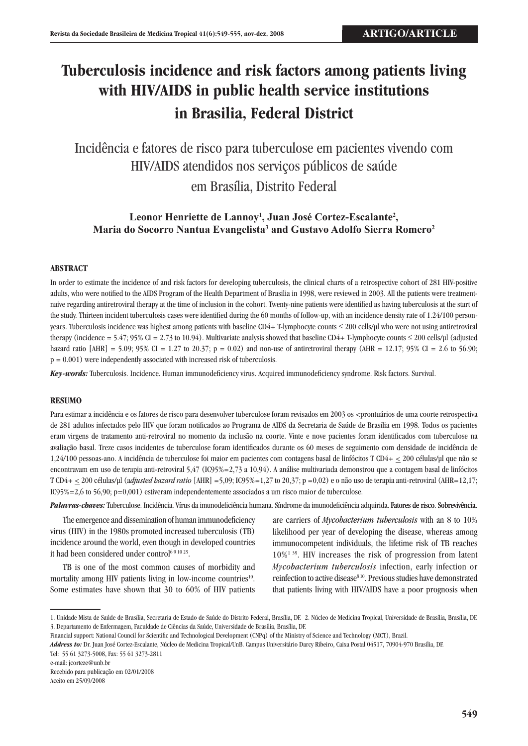ARTIGO/ARTICLE

# Tuberculosis incidence and risk factors among patients living with HIV/AIDS in public health service institutions in Brasilia, Federal District

## Incidência e fatores de risco para tuberculose em pacientes vivendo com HIV/AIDS atendidos nos serviços públicos de saúde em Brasília, Distrito Federal

**Leonor Henriette de Lannoy[1], Juan José Cortez-Escalante[2], Maria do Socorro Nantua Evangelista[3] and Gustavo Adolfo Sierra Romero[2]**

### ABSTRACT

In order to estimate the incidence of and risk factors for developing tuberculosis, the clinical charts of a retrospective cohort of 281 HIV-positive adults, who were notified to the AIDS Program of the Health Department of Brasilia in 1998, were reviewed in 2003. All the patients were treatment-naive regarding antiretroviral therapy at the time of inclusion in the cohort. Twenty-nine patients were identified as having tuberculosis at the start of the study. Thirteen incident tuberculosis cases were identified during the 60 months of follow-up, with an incidence density rate of 1.24/100 person-years. Tuberculosis incidence was highest among patients with baseline CD4+ T-lymphocyte counts ≤ 200 cells/µl who were not using antiretroviral therapy (incidence = 5.47; 95% CI = 2.73 to 10.94). Multivariate analysis showed that baseline CD4+ T-lymphocyte counts ≤ 200 cells/µl (adjusted hazard ratio [AHR] = 5.09; 95% CI = 1.27 to 20.37; p = 0.02) and non-use of antiretroviral therapy (AHR = 12.17; 95% CI = 2.6 to 56.90; p = 0.001) were independently associated with increased risk of tuberculosis.

***Key-words:*** Tuberculosis. Incidence. Human immunodeficiency virus. Acquired immunodeficiency syndrome. Risk factors. Survival.

### RESUMO

Para estimar a incidência e os fatores de risco para desenvolver tuberculose foram revisados em 2003 os ≤prontuários de uma coorte retrospectiva de 281 adultos infectados pelo HIV que foram notificados ao Programa de AIDS da Secretaria de Saúde de Brasília em 1998. Todos os pacientes eram virgens de tratamento anti-retroviral no momento da inclusão na coorte. Vinte e nove pacientes foram identificados com tuberculose na avaliação basal. Treze casos incidentes de tuberculose foram identificados durante os 60 meses de seguimento com densidade de incidência de 1,24/100 pessoas-ano. A incidência de tuberculose foi maior em pacientes com contagens basal de linfócitos T CD4+ ≤ 200 células/µl que não se encontravam em uso de terapia anti-retroviral 5,47 (IC95%=2,73 a 10,94). A análise multivariada demonstrou que a contagem basal de linfócitos T CD4+ ≤ 200 células/µl (*adjusted hazard ratio* [AHR] =5,09; IC95%=1,27 to 20,37; p =0,02) e o não uso de terapia anti-retroviral (AHR=12,17; IC95%=2,6 to 56,90; p=0,001) estiveram independentemente associados a um risco maior de tuberculose.

***Palavras-chaves:*** Tuberculose. Incidência. Vírus da imunodeficiência humana. Síndrome da imunodeficiência adquirida. Fatores de risco. Sobrevivência.

The emergence and dissemination of human immunodeficiency virus (HIV) in the 1980s promoted increased tuberculosis (TB) incidence around the world, even though in developed countries it had been considered under control[6 9 10 25].

TB is one of the most common causes of morbidity and mortality among HIV patients living in low-income countries[10]. Some estimates have shown that 30 to 60% of HIV patients are carriers of *Mycobacterium tuberculosis* with an 8 to 10% likelihood per year of developing the disease, whereas among immunocompetent individuals, the lifetime risk of TB reaches 10%[1 39]. HIV increases the risk of progression from latent *Mycobacterium tuberculosis* infection, early infection or reinfection to active disease[8 10]. Previous studies have demonstrated that patients living with HIV/AIDS have a poor prognosis when

---

1. Unidade Mista de Saúde de Brasília, Secretaria de Estado de Saúde do Distrito Federal, Brasília, DF. 2. Núcleo de Medicina Tropical, Universidade de Brasília, Brasília, DF. 3. Departamento de Enfermagem, Faculdade de Ciências da Saúde, Universidade de Brasília, Brasília, DF.

Financial support: National Council for Scientific and Technological Development (CNPq) of the Ministry of Science and Technology (MCT), Brazil.

***Address to:*** Dr. Juan José Cortez-Escalante, Núcleo de Medicina Tropical/UnB. Campus Universitário Darcy Ribeiro, Caixa Postal 04517, 70904-970 Brasília, DF.

Tel: 55 61 3273-5008, Fax: 55 61 3273-2811

e-mail: jcorteze@unb.br

Recebido para publicação em 02/01/2008

Aceito em 25/09/2008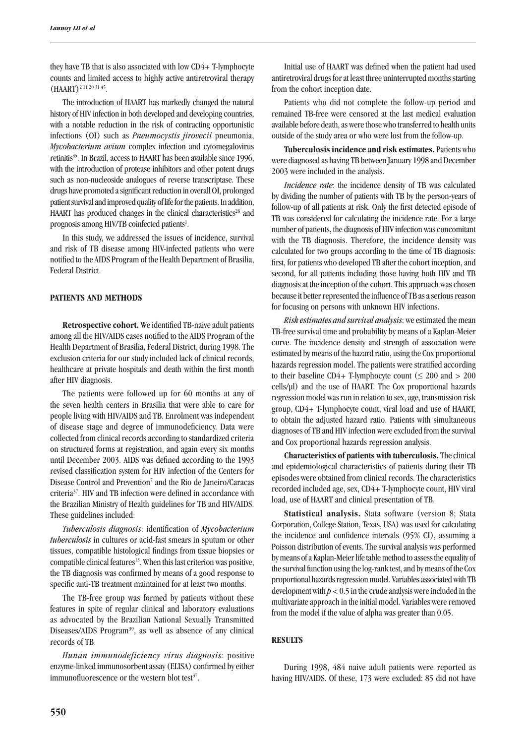they have TB that is also associated with low CD4+ T-lymphocyte counts and limited access to highly active antiretroviral therapy (HAART)[2 11 20 31 45].

The introduction of HAART has markedly changed the natural history of HIV infection in both developed and developing countries, with a notable reduction in the risk of contracting opportunistic infections (OI) such as *Pneumocystis jirovecii* pneumonia, *Mycobacterium avium* complex infection and cytomegalovirus retinitis[35]. In Brazil, access to HAART has been available since 1996, with the introduction of protease inhibitors and other potent drugs such as non-nucleoside analogues of reverse transcriptase. These drugs have promoted a significant reduction in overall OI, prolonged patient survival and improved quality of life for the patients. In addition, HAART has produced changes in the clinical characteristics[28] and prognosis among HIV/TB coinfected patients[1].

In this study, we addressed the issues of incidence, survival and risk of TB disease among HIV-infected patients who were notified to the AIDS Program of the Health Department of Brasilia, Federal District.

## PATIENTS AND METHODS

**Retrospective cohort.** We identified TB-naive adult patients among all the HIV/AIDS cases notified to the AIDS Program of the Health Department of Brasilia, Federal District, during 1998. The exclusion criteria for our study included lack of clinical records, healthcare at private hospitals and death within the first month after HIV diagnosis.

The patients were followed up for 60 months at any of the seven health centers in Brasilia that were able to care for people living with HIV/AIDS and TB. Enrolment was independent of disease stage and degree of immunodeficiency. Data were collected from clinical records according to standardized criteria on structured forms at registration, and again every six months until December 2003. AIDS was defined according to the 1993 revised classification system for HIV infection of the Centers for Disease Control and Prevention[7] and the Rio de Janeiro/Caracas criteria[37]. HIV and TB infection were defined in accordance with the Brazilian Ministry of Health guidelines for TB and HIV/AIDS. These guidelines included:

*Tuberculosis diagnosis*: identification of *Mycobacterium tuberculosis* in cultures or acid-fast smears in sputum or other tissues, compatible histological findings from tissue biopsies or compatible clinical features[13]. When this last criterion was positive, the TB diagnosis was confirmed by means of a good response to specific anti-TB treatment maintained for at least two months.

The TB-free group was formed by patients without these features in spite of regular clinical and laboratory evaluations as advocated by the Brazilian National Sexually Transmitted Diseases/AIDS Program[39], as well as absence of any clinical records of TB.

*Hunan immunodeficiency virus diagnosis:* positive enzyme-linked immunosorbent assay (ELISA) confirmed by either immunofluorescence or the western blot test[37].

Initial use of HAART was defined when the patient had used antiretroviral drugs for at least three uninterrupted months starting from the cohort inception date.

Patients who did not complete the follow-up period and remained TB-free were censored at the last medical evaluation available before death, as were those who transferred to health units outside of the study area or who were lost from the follow-up.

**Tuberculosis incidence and risk estimates.** Patients who were diagnosed as having TB between January 1998 and December 2003 were included in the analysis.

*Incidence rate*: the incidence density of TB was calculated by dividing the number of patients with TB by the person-years of follow-up of all patients at risk. Only the first detected episode of TB was considered for calculating the incidence rate. For a large number of patients, the diagnosis of HIV infection was concomitant with the TB diagnosis. Therefore, the incidence density was calculated for two groups according to the time of TB diagnosis: first, for patients who developed TB after the cohort inception, and second, for all patients including those having both HIV and TB diagnosis at the inception of the cohort. This approach was chosen because it better represented the influence of TB as a serious reason for focusing on persons with unknown HIV infections.

*Risk estimates and survival analysis*: we estimated the mean TB-free survival time and probability by means of a Kaplan-Meier curve. The incidence density and strength of association were estimated by means of the hazard ratio, using the Cox proportional hazards regression model. The patients were stratified according to their baseline CD4+ T-lymphocyte count ($\leq$ 200 and > 200 cells/µl) and the use of HAART. The Cox proportional hazards regression model was run in relation to sex, age, transmission risk group, CD4+ T-lymphocyte count, viral load and use of HAART, to obtain the adjusted hazard ratio. Patients with simultaneous diagnoses of TB and HIV infection were excluded from the survival and Cox proportional hazards regression analysis.

**Characteristics of patients with tuberculosis.** The clinical and epidemiological characteristics of patients during their TB episodes were obtained from clinical records. The characteristics recorded included age, sex, CD4+ T-lymphocyte count, HIV viral load, use of HAART and clinical presentation of TB.

**Statistical analysis.** Stata software (version 8; Stata Corporation, College Station, Texas, USA) was used for calculating the incidence and confidence intervals (95% CI), assuming a Poisson distribution of events. The survival analysis was performed by means of a Kaplan-Meier life table method to assess the equality of the survival function using the log-rank test, and by means of the Cox proportional hazards regression model. Variables associated with TB development with $p < 0.5$ in the crude analysis were included in the multivariate approach in the initial model. Variables were removed from the model if the value of alpha was greater than 0.05.

## RESULTS

During 1998, 484 naive adult patients were reported as having HIV/AIDS. Of these, 173 were excluded: 85 did not have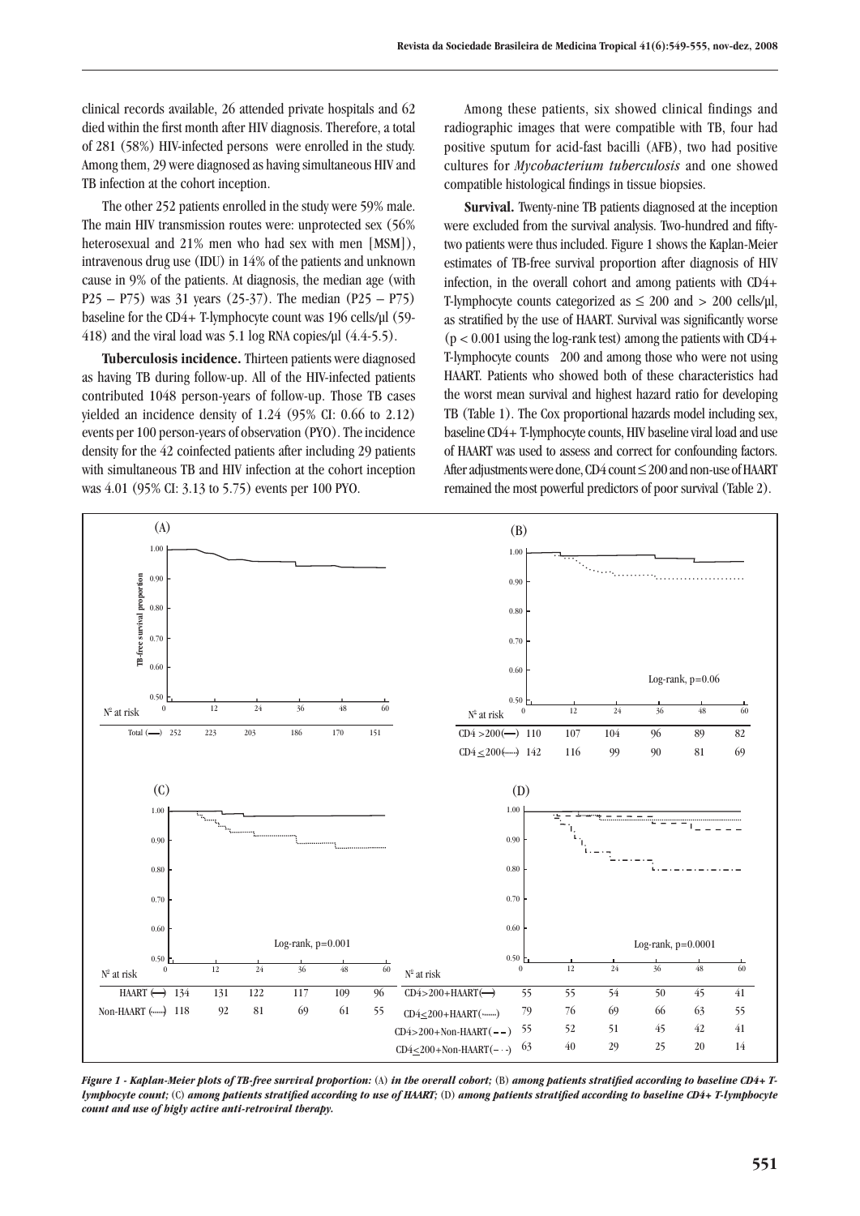clinical records available, 26 attended private hospitals and 62 died within the first month after HIV diagnosis. Therefore, a total of 281 (58%) HIV-infected persons were enrolled in the study. Among them, 29 were diagnosed as having simultaneous HIV and TB infection at the cohort inception.

The other 252 patients enrolled in the study were 59% male. The main HIV transmission routes were: unprotected sex (56% heterosexual and 21% men who had sex with men [MSM]), intravenous drug use (IDU) in 14% of the patients and unknown cause in 9% of the patients. At diagnosis, the median age (with P25 – P75) was 31 years (25-37). The median (P25 – P75) baseline for the CD4+ T-lymphocyte count was 196 cells/µl (59-418) and the viral load was 5.1 log RNA copies/µl (4.4-5.5).

**Tuberculosis incidence.** Thirteen patients were diagnosed as having TB during follow-up. All of the HIV-infected patients contributed 1048 person-years of follow-up. Those TB cases yielded an incidence density of 1.24 (95% CI: 0.66 to 2.12) events per 100 person-years of observation (PYO). The incidence density for the 42 coinfected patients after including 29 patients with simultaneous TB and HIV infection at the cohort inception was 4.01 (95% CI: 3.13 to 5.75) events per 100 PYO.

Among these patients, six showed clinical findings and radiographic images that were compatible with TB, four had positive sputum for acid-fast bacilli (AFB), two had positive cultures for *Mycobacterium tuberculosis* and one showed compatible histological findings in tissue biopsies.

**Survival.** Twenty-nine TB patients diagnosed at the inception were excluded from the survival analysis. Two-hundred and fifty-two patients were thus included. Figure 1 shows the Kaplan-Meier estimates of TB-free survival proportion after diagnosis of HIV infection, in the overall cohort and among patients with CD4+ T-lymphocyte counts categorized as ≤ 200 and > 200 cells/µl, as stratified by the use of HAART. Survival was significantly worse ($p < 0.001$ using the log-rank test) among the patients with CD4+ T-lymphocyte counts ≤ 200 and among those who were not using HAART. Patients who showed both of these characteristics had the worst mean survival and highest hazard ratio for developing TB (Table 1). The Cox proportional hazards model including sex, baseline CD4+ T-lymphocyte counts, HIV baseline viral load and use of HAART was used to assess and correct for confounding factors. After adjustments were done, CD4 count ≤ 200 and non-use of HAART remained the most powerful predictors of poor survival (Table 2).

***Figure 1 - Kaplan-Meier plots of TB-free survival proportion:*** (A) ***in the overall cohort;*** (B) ***among patients stratified according to baseline CD4+ T-lymphocyte count;*** (C) ***among patients stratified according to use of HAART;*** (D) ***among patients stratified according to baseline CD4+ T-lymphocyte count and use of higly active anti-retroviral therapy.***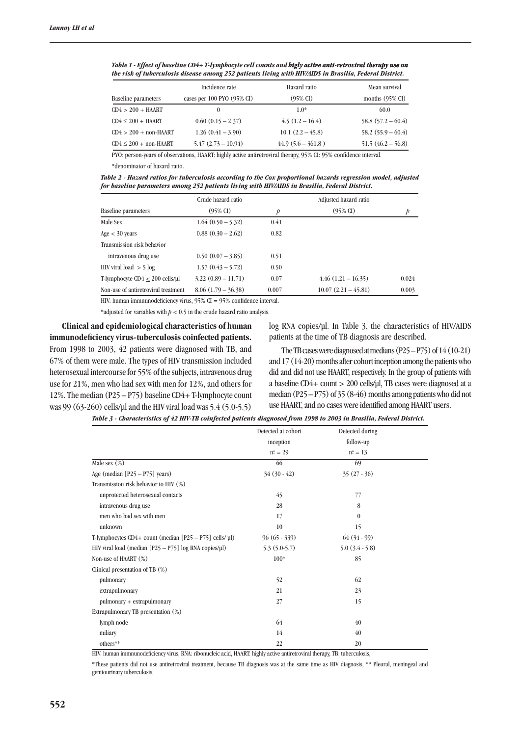*Table 1 - Effect of baseline CD4+ T-lymphocyte cell counts and higly active anti-retroviral therapy use on the risk of tuberculosis disease among 252 patients living with HIV/AIDS in Brasilia, Federal District.*

| Baseline parameters | Incidence rate cases per 100 PYO (95% CI) | Hazard ratio (95% CI) | Mean survival months (95% CI) |
|---|---|---|---|
| CD4 > 200 + HAART | 0 | 1.0* | 60.0 |
| CD4 ≤ 200 + HAART | 0.60 (0.15 – 2.37) | 4.5 (1.2 – 16.4) | 58.8 (57.2 – 60.4) |
| CD4 > 200 + non-HAART | 1.26 (0.41 – 3.90) | 10.1 (2.2 – 45.8) | 58.2 (55.9 – 60.4) |
| CD4 ≤ 200 + non-HAART | 5.47 (2.73 – 10.94) | 44.9 (5.6 – 361.8 ) | 51.5 (46.2 – 56.8) |

PYO: person-years of observations, HAART: highly active antiretroviral therapy, 95% CI: 95% confidence interval.

*denominator of hazard ratio.

*Table 2 - Hazard ratios for tuberculosis according to the Cox proportional hazards regression model, adjusted for baseline parameters among 252 patients living with HIV/AIDS in Brasilia, Federal District.*

| Baseline parameters | Crude hazard ratio (95% CI) | $p$ | Adjusted hazard ratio (95% CI) | $p$ |
|---|---|---|---|---|
| Male Sex | 1.64 (0.50 – 5.32) | 0.41 | | |
| Age < 30 years | 0.88 (0.30 – 2.62) | 0.82 | | |
| Transmission risk behavior | | | | |
| intravenous drug use | 0.50 (0.07 – 3.85) | 0.51 | | |
| HIV viral load > 5 log | 1.57 (0.43 – 5.72) | 0.50 | | |
| T-lymphocyte CD4 ≤ 200 cells/µl | 3.22 (0.89 – 11.71) | 0.07 | 4.46 (1.21 – 16.35) | 0.024 |
| Non-use of antiretroviral treatment | 8.06 (1.79 – 36.38) | 0.007 | 10.07 (2.21 – 45.81) | 0.003 |

HIV: human immnunodeficiency virus, 95% CI = 95% confidence interval.

*adjusted for variables with $p < 0.5$ in the crude hazard ratio analysis.

**Clinical and epidemiological characteristics of human immunodeficiency virus-tuberculosis coinfected patients.** From 1998 to 2003, 42 patients were diagnosed with TB, and 67% of them were male. The types of HIV transmission included heterosexual intercourse for 55% of the subjects, intravenous drug use for 21%, men who had sex with men for 12%, and others for 12%. The median (P25 – P75) baseline CD4+ T-lymphocyte count was 99 (63-260) cells/µl and the HIV viral load was 5.4 (5.0-5.5) log RNA copies/µl. In Table 3, the characteristics of HIV/AIDS patients at the time of TB diagnosis are described.

The TB cases were diagnosed at medians (P25 – P75) of 14 (10-21) and 17 (14-20) months after cohort inception among the patients who did and did not use HAART, respectively. In the group of patients with a baseline CD4+ count > 200 cells/µl, TB cases were diagnosed at a median (P25 – P75) of 35 (8-46) months among patients who did not use HAART, and no cases were identified among HAART users.

*Table 3 - Characteristics of 42 HIV-TB coinfected patients diagnosed from 1998 to 2003 in Brasilia, Federal District.*

| | Detected at cohort inception nº = 29 | Detected during follow-up nº = 13 |
|---|---|---|
| Male sex (%) | 66 | 69 |
| Age (median [P25 – P75] years) | 34 (30 - 42) | 35 (27 - 36) |
| Transmission risk behavior to HIV (%) | | |
| unprotected heterosexual contacts | 45 | 77 |
| intravenous drug use | 28 | 8 |
| men who had sex with men | 17 | 0 |
| unknown | 10 | 15 |
| T-lymphocytes CD4+ count (median [P25 – P75] cells/ µl) | 96 (65 - 339) | 64 (34 - 99) |
| HIV viral load (median [P25 – P75] log RNA copies/µl) | 5.3 (5.0-5.7) | 5.0 (3.4 - 5.8) |
| Non-use of HAART (%) | 100* | 85 |
| Clinical presentation of TB (%) | | |
| pulmonary | 52 | 62 |
| extrapulmonary | 21 | 23 |
| pulmonary + extrapulmonary | 27 | 15 |
| Extrapulmonary TB presentation (%) | | |
| lymph node | 64 | 40 |
| miliary | 14 | 40 |
| others** | 22 | 20 |

HIV: human immnunodeficiency virus, RNA: ribonucleic acid, HAART: highly active antiretroviral therapy, TB: tuberculosis,

*These patients did not use antiretroviral treatment, because TB diagnosis was at the same time as HIV diagnosis, ** Pleural, meningeal and genitourinary tuberculosis.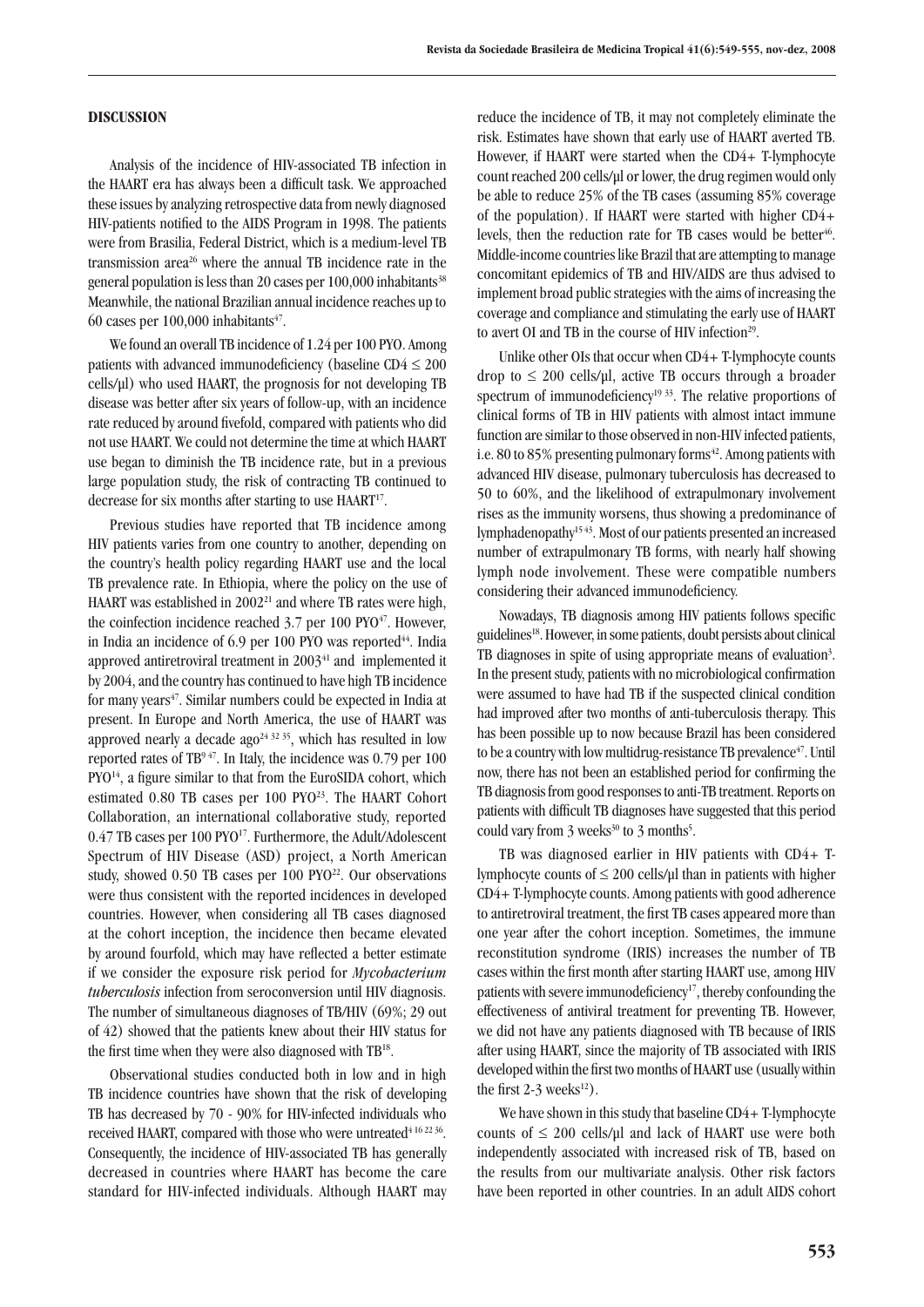## DISCUSSION

Analysis of the incidence of HIV-associated TB infection in the HAART era has always been a difficult task. We approached these issues by analyzing retrospective data from newly diagnosed HIV-patients notified to the AIDS Program in 1998. The patients were from Brasilia, Federal District, which is a medium-level TB transmission area[26] where the annual TB incidence rate in the general population is less than 20 cases per 100,000 inhabitants[38] Meanwhile, the national Brazilian annual incidence reaches up to 60 cases per 100,000 inhabitants[47].

We found an overall TB incidence of 1.24 per 100 PYO. Among patients with advanced immunodeficiency (baseline CD4 ≤ 200 cells/µl) who used HAART, the prognosis for not developing TB disease was better after six years of follow-up, with an incidence rate reduced by around fivefold, compared with patients who did not use HAART. We could not determine the time at which HAART use began to diminish the TB incidence rate, but in a previous large population study, the risk of contracting TB continued to decrease for six months after starting to use HAART[17].

Previous studies have reported that TB incidence among HIV patients varies from one country to another, depending on the country's health policy regarding HAART use and the local TB prevalence rate. In Ethiopia, where the policy on the use of HAART was established in 2002[21] and where TB rates were high, the coinfection incidence reached 3.7 per 100 PYO[47]. However, in India an incidence of 6.9 per 100 PYO was reported[44]. India approved antiretroviral treatment in 2003[41] and implemented it by 2004, and the country has continued to have high TB incidence for many years[47]. Similar numbers could be expected in India at present. In Europe and North America, the use of HAART was approved nearly a decade ago[24 32 35], which has resulted in low reported rates of TB[9 47]. In Italy, the incidence was 0.79 per 100 PYO[14], a figure similar to that from the EuroSIDA cohort, which estimated 0.80 TB cases per 100 PYO[23]. The HAART Cohort Collaboration, an international collaborative study, reported 0.47 TB cases per 100 PYO[17]. Furthermore, the Adult/Adolescent Spectrum of HIV Disease (ASD) project, a North American study, showed 0.50 TB cases per 100 PYO[22]. Our observations were thus consistent with the reported incidences in developed countries. However, when considering all TB cases diagnosed at the cohort inception, the incidence then became elevated by around fourfold, which may have reflected a better estimate if we consider the exposure risk period for *Mycobacterium tuberculosis* infection from seroconversion until HIV diagnosis. The number of simultaneous diagnoses of TB/HIV (69%; 29 out of 42) showed that the patients knew about their HIV status for the first time when they were also diagnosed with TB[18].

Observational studies conducted both in low and in high TB incidence countries have shown that the risk of developing TB has decreased by 70 - 90% for HIV-infected individuals who received HAART, compared with those who were untreated[4 16 22 36]. Consequently, the incidence of HIV-associated TB has generally decreased in countries where HAART has become the care standard for HIV-infected individuals. Although HAART may reduce the incidence of TB, it may not completely eliminate the risk. Estimates have shown that early use of HAART averted TB. However, if HAART were started when the CD4+ T-lymphocyte count reached 200 cells/µl or lower, the drug regimen would only be able to reduce 25% of the TB cases (assuming 85% coverage of the population). If HAART were started with higher CD4+ levels, then the reduction rate for TB cases would be better[46]. Middle-income countries like Brazil that are attempting to manage concomitant epidemics of TB and HIV/AIDS are thus advised to implement broad public strategies with the aims of increasing the coverage and compliance and stimulating the early use of HAART to avert OI and TB in the course of HIV infection[29].

Unlike other OIs that occur when CD4+ T-lymphocyte counts drop to ≤ 200 cells/µl, active TB occurs through a broader spectrum of immunodeficiency[19 33]. The relative proportions of clinical forms of TB in HIV patients with almost intact immune function are similar to those observed in non-HIV infected patients, i.e. 80 to 85% presenting pulmonary forms[42]. Among patients with advanced HIV disease, pulmonary tuberculosis has decreased to 50 to 60%, and the likelihood of extrapulmonary involvement rises as the immunity worsens, thus showing a predominance of lymphadenopathy[15 43]. Most of our patients presented an increased number of extrapulmonary TB forms, with nearly half showing lymph node involvement. These were compatible numbers considering their advanced immunodeficiency.

Nowadays, TB diagnosis among HIV patients follows specific guidelines[18]. However, in some patients, doubt persists about clinical TB diagnoses in spite of using appropriate means of evaluation[3]. In the present study, patients with no microbiological confirmation were assumed to have had TB if the suspected clinical condition had improved after two months of anti-tuberculosis therapy. This has been possible up to now because Brazil has been considered to be a country with low multidrug-resistance TB prevalence[47]. Until now, there has not been an established period for confirming the TB diagnosis from good responses to anti-TB treatment. Reports on patients with difficult TB diagnoses have suggested that this period could vary from 3 weeks[30] to 3 months[5].

TB was diagnosed earlier in HIV patients with CD4+ T-lymphocyte counts of ≤ 200 cells/µl than in patients with higher CD4+ T-lymphocyte counts. Among patients with good adherence to antiretroviral treatment, the first TB cases appeared more than one year after the cohort inception. Sometimes, the immune reconstitution syndrome (IRIS) increases the number of TB cases within the first month after starting HAART use, among HIV patients with severe immunodeficiency[17], thereby confounding the effectiveness of antiviral treatment for preventing TB. However, we did not have any patients diagnosed with TB because of IRIS after using HAART, since the majority of TB associated with IRIS developed within the first two months of HAART use (usually within the first 2-3 weeks[12]).

We have shown in this study that baseline CD4+ T-lymphocyte counts of ≤ 200 cells/µl and lack of HAART use were both independently associated with increased risk of TB, based on the results from our multivariate analysis. Other risk factors have been reported in other countries. In an adult AIDS cohort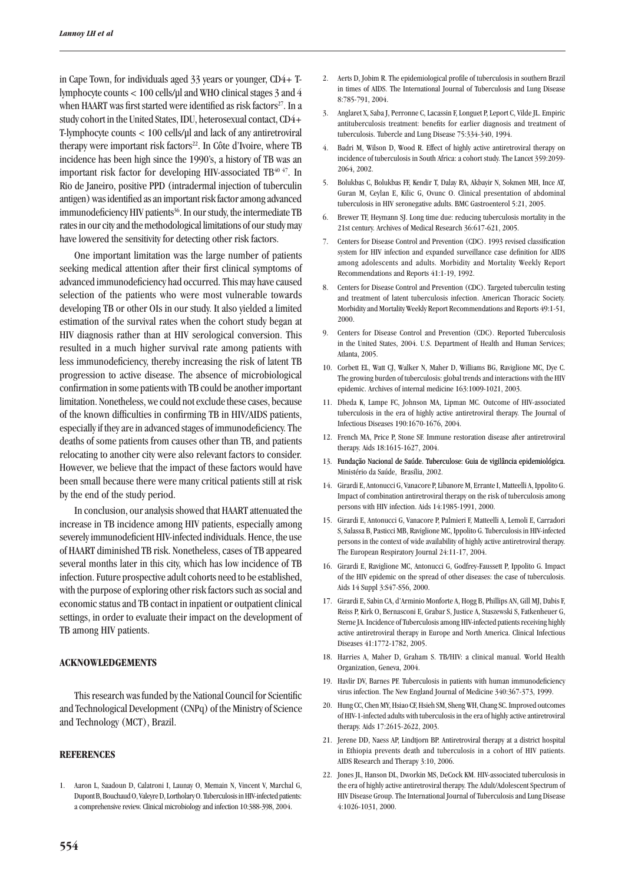in Cape Town, for individuals aged 33 years or younger, CD4+ T-lymphocyte counts < 100 cells/µl and WHO clinical stages 3 and 4 when HAART was first started were identified as risk factors[27]. In a study cohort in the United States, IDU, heterosexual contact, CD4+ T-lymphocyte counts < 100 cells/µl and lack of any antiretroviral therapy were important risk factors[22]. In Côte d'Ivoire, where TB incidence has been high since the 1990's, a history of TB was an important risk factor for developing HIV-associated TB[40 47]. In Rio de Janeiro, positive PPD (intradermal injection of tuberculin antigen) was identified as an important risk factor among advanced immunodeficiency HIV patients[36]. In our study, the intermediate TB rates in our city and the methodological limitations of our study may have lowered the sensitivity for detecting other risk factors.

One important limitation was the large number of patients seeking medical attention after their first clinical symptoms of advanced immunodeficiency had occurred. This may have caused selection of the patients who were most vulnerable towards developing TB or other OIs in our study. It also yielded a limited estimation of the survival rates when the cohort study began at HIV diagnosis rather than at HIV serological conversion. This resulted in a much higher survival rate among patients with less immunodeficiency, thereby increasing the risk of latent TB progression to active disease. The absence of microbiological confirmation in some patients with TB could be another important limitation. Nonetheless, we could not exclude these cases, because of the known difficulties in confirming TB in HIV/AIDS patients, especially if they are in advanced stages of immunodeficiency. The deaths of some patients from causes other than TB, and patients relocating to another city were also relevant factors to consider. However, we believe that the impact of these factors would have been small because there were many critical patients still at risk by the end of the study period.

In conclusion, our analysis showed that HAART attenuated the increase in TB incidence among HIV patients, especially among severely immunodeficient HIV-infected individuals. Hence, the use of HAART diminished TB risk. Nonetheless, cases of TB appeared several months later in this city, which has low incidence of TB infection. Future prospective adult cohorts need to be established, with the purpose of exploring other risk factors such as social and economic status and TB contact in inpatient or outpatient clinical settings, in order to evaluate their impact on the development of TB among HIV patients.

## ACKNOWLEDGEMENTS

This research was funded by the National Council for Scientific and Technological Development (CNPq) of the Ministry of Science and Technology (MCT), Brazil.

## REFERENCES

1. Aaron L, Saadoun D, Calatroni I, Launay O, Memain N, Vincent V, Marchal G, Dupont B, Bouchaud O, Valeyre D, Lortholary O. Tuberculosis in HIV-infected patients: a comprehensive review. Clinical microbiology and infection 10:388-398, 2004.
2. Aerts D, Jobim R. The epidemiological profile of tuberculosis in southern Brazil in times of AIDS. The International Journal of Tuberculosis and Lung Disease 8:785-791, 2004.
3. Anglaret X, Saba J, Perronne C, Lacassin F, Longuet P, Leport C, Vilde JL. Empiric antituberculosis treatment: benefits for earlier diagnosis and treatment of tuberculosis. Tubercle and Lung Disease 75:334-340, 1994.
4. Badri M, Wilson D, Wood R. Effect of highly active antiretroviral therapy on incidence of tuberculosis in South Africa: a cohort study. The Lancet 359:2059-2064, 2002.
5. Bolukbas C, Bolukbas FF, Kendir T, Dalay RA, Akbayir N, Sokmen MH, Ince AT, Guran M, Ceylan E, Kilic G, Ovunc O. Clinical presentation of abdominal tuberculosis in HIV seronegative adults. BMC Gastroenterol 5:21, 2005.
6. Brewer TF, Heymann SJ. Long time due: reducing tuberculosis mortality in the 21st century. Archives of Medical Research 36:617-621, 2005.
7. Centers for Disease Control and Prevention (CDC). 1993 revised classification system for HIV infection and expanded surveillance case definition for AIDS among adolescents and adults. Morbidity and Mortality Weekly Report Recommendations and Reports 41:1-19, 1992.
8. Centers for Disease Control and Prevention (CDC). Targeted tuberculin testing and treatment of latent tuberculosis infection. American Thoracic Society. Morbidity and Mortality Weekly Report Recommendations and Reports 49:1-51, 2000.
9. Centers for Disease Control and Prevention (CDC). Reported Tuberculosis in the United States, 2004. U.S. Department of Health and Human Services; Atlanta, 2005.
10. Corbett EL, Watt CJ, Walker N, Maher D, Williams BG, Raviglione MC, Dye C. The growing burden of tuberculosis: global trends and interactions with the HIV epidemic. Archives of internal medicine 163:1009-1021, 2003.
11. Dheda K, Lampe FC, Johnson MA, Lipman MC. Outcome of HIV-associated tuberculosis in the era of highly active antiretroviral therapy. The Journal of Infectious Diseases 190:1670-1676, 2004.
12. French MA, Price P, Stone SF. Immune restoration disease after antiretroviral therapy. Aids 18:1615-1627, 2004.
13. Fundação Nacional de Saúde. Tuberculose: Guia de vigilância epidemiológica. Ministério da Saúde, Brasília, 2002.
14. Girardi E, Antonucci G, Vanacore P, Libanore M, Errante I, Matteelli A, Ippolito G. Impact of combination antiretroviral therapy on the risk of tuberculosis among persons with HIV infection. Aids 14:1985-1991, 2000.
15. Girardi E, Antonucci G, Vanacore P, Palmieri F, Matteelli A, Iemoli E, Carradori S, Salassa B, Pasticci MB, Raviglione MC, Ippolito G. Tuberculosis in HIV-infected persons in the context of wide availability of highly active antiretroviral therapy. The European Respiratory Journal 24:11-17, 2004.
16. Girardi E, Raviglione MC, Antonucci G, Godfrey-Faussett P, Ippolito G. Impact of the HIV epidemic on the spread of other diseases: the case of tuberculosis. Aids 14 Suppl 3:S47-S56, 2000.
17. Girardi E, Sabin CA, d'Arminio Monforte A, Hogg B, Phillips AN, Gill MJ, Dabis F, Reiss P, Kirk O, Bernasconi E, Grabar S, Justice A, Staszewski S, Fatkenheuer G, Sterne JA. Incidence of Tuberculosis among HIV-infected patients receiving highly active antiretroviral therapy in Europe and North America. Clinical Infectious Diseases 41:1772-1782, 2005.
18. Harries A, Maher D, Graham S. TB/HIV: a clinical manual. World Health Organization, Geneva, 2004.
19. Havlir DV, Barnes PF. Tuberculosis in patients with human immunodeficiency virus infection. The New England Journal of Medicine 340:367-373, 1999.
20. Hung CC, Chen MY, Hsiao CF, Hsieh SM, Sheng WH, Chang SC. Improved outcomes of HIV-1-infected adults with tuberculosis in the era of highly active antiretroviral therapy. Aids 17:2615-2622, 2003.
21. Jerene DD, Naess AP, Lindtjorn BP. Antiretroviral therapy at a district hospital in Ethiopia prevents death and tuberculosis in a cohort of HIV patients. AIDS Research and Therapy 3:10, 2006.
22. Jones JL, Hanson DL, Dworkin MS, DeCock KM. HIV-associated tuberculosis in the era of highly active antiretroviral therapy. The Adult/Adolescent Spectrum of HIV Disease Group. The International Journal of Tuberculosis and Lung Disease 4:1026-1031, 2000.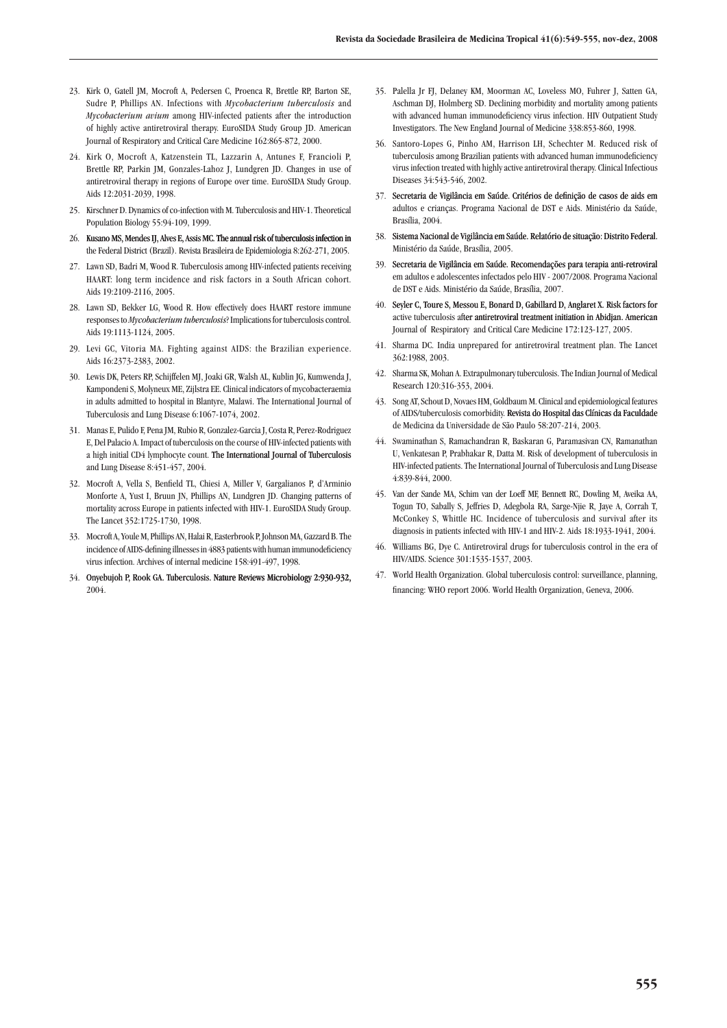23. Kirk O, Gatell JM, Mocroft A, Pedersen C, Proenca R, Brettle RP, Barton SE, Sudre P, Phillips AN. Infections with *Mycobacterium tuberculosis* and *Mycobacterium avium* among HIV-infected patients after the introduction of highly active antiretroviral therapy. EuroSIDA Study Group JD. American Journal of Respiratory and Critical Care Medicine 162:865-872, 2000.
24. Kirk O, Mocroft A, Katzenstein TL, Lazzarin A, Antunes F, Francioli P, Brettle RP, Parkin JM, Gonzales-Lahoz J, Lundgren JD. Changes in use of antiretroviral therapy in regions of Europe over time. EuroSIDA Study Group. Aids 12:2031-2039, 1998.
25. Kirschner D. Dynamics of co-infection with M. Tuberculosis and HIV-1. Theoretical Population Biology 55:94-109, 1999.
26. Kusano MS, Mendes IJ, Alves E, Assis MC. The annual risk of tuberculosis infection in the Federal District (Brazil). Revista Brasileira de Epidemiologia 8:262-271, 2005.
27. Lawn SD, Badri M, Wood R. Tuberculosis among HIV-infected patients receiving HAART: long term incidence and risk factors in a South African cohort. Aids 19:2109-2116, 2005.
28. Lawn SD, Bekker LG, Wood R. How effectively does HAART restore immune responses to *Mycobacterium tuberculosis*? Implications for tuberculosis control. Aids 19:1113-1124, 2005.
29. Levi GC, Vitoria MA. Fighting against AIDS: the Brazilian experience. Aids 16:2373-2383, 2002.
30. Lewis DK, Peters RP, Schijffelen MJ, Joaki GR, Walsh AL, Kublin JG, Kumwenda J, Kampondeni S, Molyneux ME, Zijlstra EE. Clinical indicators of mycobacteraemia in adults admitted to hospital in Blantyre, Malawi. The International Journal of Tuberculosis and Lung Disease 6:1067-1074, 2002.
31. Manas E, Pulido F, Pena JM, Rubio R, Gonzalez-Garcia J, Costa R, Perez-Rodriguez E, Del Palacio A. Impact of tuberculosis on the course of HIV-infected patients with a high initial CD4 lymphocyte count. The International Journal of Tuberculosis and Lung Disease 8:451-457, 2004.
32. Mocroft A, Vella S, Benfield TL, Chiesi A, Miller V, Gargalianos P, d'Arminio Monforte A, Yust I, Bruun JN, Phillips AN, Lundgren JD. Changing patterns of mortality across Europe in patients infected with HIV-1. EuroSIDA Study Group. The Lancet 352:1725-1730, 1998.
33. Mocroft A, Youle M, Phillips AN, Halai R, Easterbrook P, Johnson MA, Gazzard B. The incidence of AIDS-defining illnesses in 4883 patients with human immunodeficiency virus infection. Archives of internal medicine 158:491-497, 1998.
34. Onyebujoh P, Rook GA. Tuberculosis. Nature Reviews Microbiology 2:930-932, 2004.
35. Palella Jr FJ, Delaney KM, Moorman AC, Loveless MO, Fuhrer J, Satten GA, Aschman DJ, Holmberg SD. Declining morbidity and mortality among patients with advanced human immunodeficiency virus infection. HIV Outpatient Study Investigators. The New England Journal of Medicine 338:853-860, 1998.
36. Santoro-Lopes G, Pinho AM, Harrison LH, Schechter M. Reduced risk of tuberculosis among Brazilian patients with advanced human immunodeficiency virus infection treated with highly active antiretroviral therapy. Clinical Infectious Diseases 34:543-546, 2002.
37. Secretaria de Vigilância em Saúde. Critérios de definição de casos de aids em adultos e crianças. Programa Nacional de DST e Aids. Ministério da Saúde, Brasília, 2004.
38. Sistema Nacional de Vigilância em Saúde. Relatório de situação: Distrito Federal. Ministério da Saúde, Brasília, 2005.
39. Secretaria de Vigilância em Saúde. Recomendações para terapia anti-retroviral em adultos e adolescentes infectados pelo HIV - 2007/2008. Programa Nacional de DST e Aids. Ministério da Saúde, Brasília, 2007.
40. Seyler C, Toure S, Messou E, Bonard D, Gabillard D, Anglaret X. Risk factors for active tuberculosis after antiretroviral treatment initiation in Abidjan. American Journal of Respiratory and Critical Care Medicine 172:123-127, 2005.
41. Sharma DC. India unprepared for antiretroviral treatment plan. The Lancet 362:1988, 2003.
42. Sharma SK, Mohan A. Extrapulmonary tuberculosis. The Indian Journal of Medical Research 120:316-353, 2004.
43. Song AT, Schout D, Novaes HM, Goldbaum M. Clinical and epidemiological features of AIDS/tuberculosis comorbidity. Revista do Hospital das Clínicas da Faculdade de Medicina da Universidade de São Paulo 58:207-214, 2003.
44. Swaminathan S, Ramachandran R, Baskaran G, Paramasivan CN, Ramanathan U, Venkatesan P, Prabhakar R, Datta M. Risk of development of tuberculosis in HIV-infected patients. The International Journal of Tuberculosis and Lung Disease 4:839-844, 2000.
45. Van der Sande MA, Schim van der Loeff MF, Bennett RC, Dowling M, Aveika AA, Togun TO, Sabally S, Jeffries D, Adegbola RA, Sarge-Njie R, Jaye A, Corrah T, McConkey S, Whittle HC. Incidence of tuberculosis and survival after its diagnosis in patients infected with HIV-1 and HIV-2. Aids 18:1933-1941, 2004.
46. Williams BG, Dye C. Antiretroviral drugs for tuberculosis control in the era of HIV/AIDS. Science 301:1535-1537, 2003.
47. World Health Organization. Global tuberculosis control: surveillance, planning, financing: WHO report 2006. World Health Organization, Geneva, 2006.